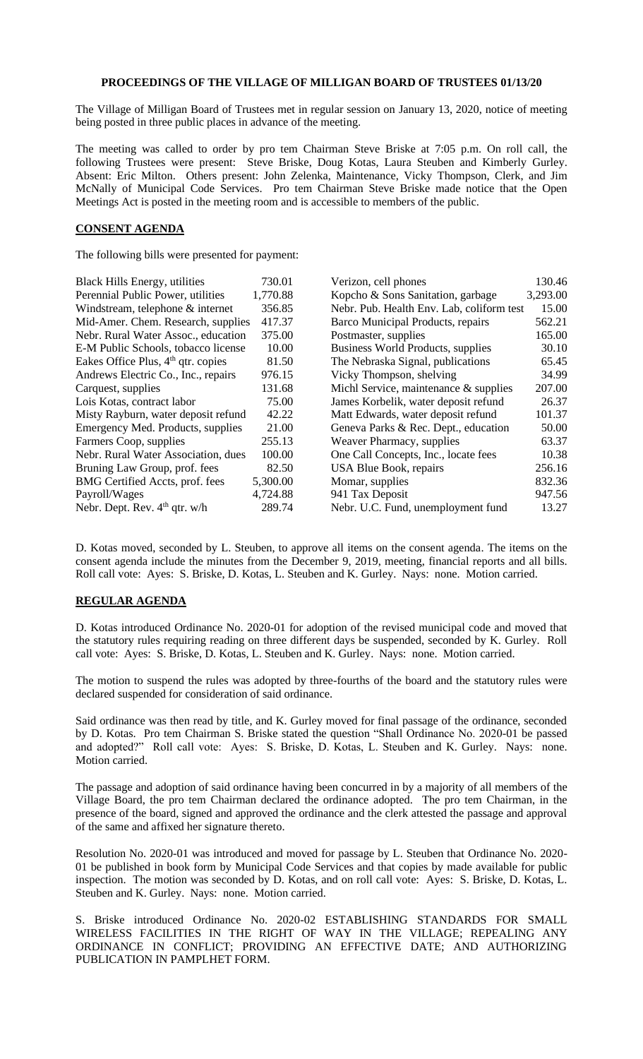# PROCEEDINGS OF THE VILLAGE OF MILLIGAN BOARD OF TRUSTEES 01/13/20

The Village of Milligan Board of Trustees met in regular session on January 13, 2020, notice of meeting being posted in three public places in advance of the meeting.

The meeting was called to order by pro tem Chairman Steve Briske at 7:05 p.m. On roll call, the following Trustees were present: Steve Briske, Doug Kotas, Laura Steuben and Kimberly Gurley. Absent: Eric Milton. Others present: John Zelenka, Maintenance, Vicky Thompson, Clerk, and Jim McNally of Municipal Code Services. Pro tem Chairman Steve Briske made notice that the Open Meetings Act is posted in the meeting room and is accessible to members of the public.

## CONSENT AGENDA

The following bills were presented for payment:

| | | | |
|---|---|---|---|
| Black Hills Energy, utilities | 730.01 | Verizon, cell phones | 130.46 |
| Perennial Public Power, utilities | 1,770.88 | Kopcho & Sons Sanitation, garbage | 3,293.00 |
| Windstream, telephone & internet | 356.85 | Nebr. Pub. Health Env. Lab, coliform test | 15.00 |
| Mid-Amer. Chem. Research, supplies | 417.37 | Barco Municipal Products, repairs | 562.21 |
| Nebr. Rural Water Assoc., education | 375.00 | Postmaster, supplies | 165.00 |
| E-M Public Schools, tobacco license | 10.00 | Business World Products, supplies | 30.10 |
| Eakes Office Plus, 4th qtr. copies | 81.50 | The Nebraska Signal, publications | 65.45 |
| Andrews Electric Co., Inc., repairs | 976.15 | Vicky Thompson, shelving | 34.99 |
| Carquest, supplies | 131.68 | Michl Service, maintenance & supplies | 207.00 |
| Lois Kotas, contract labor | 75.00 | James Korbelik, water deposit refund | 26.37 |
| Misty Rayburn, water deposit refund | 42.22 | Matt Edwards, water deposit refund | 101.37 |
| Emergency Med. Products, supplies | 21.00 | Geneva Parks & Rec. Dept., education | 50.00 |
| Farmers Coop, supplies | 255.13 | Weaver Pharmacy, supplies | 63.37 |
| Nebr. Rural Water Association, dues | 100.00 | One Call Concepts, Inc., locate fees | 10.38 |
| Bruning Law Group, prof. fees | 82.50 | USA Blue Book, repairs | 256.16 |
| BMG Certified Accts, prof. fees | 5,300.00 | Momar, supplies | 832.36 |
| Payroll/Wages | 4,724.88 | 941 Tax Deposit | 947.56 |
| Nebr. Dept. Rev. 4th qtr. w/h | 289.74 | Nebr. U.C. Fund, unemployment fund | 13.27 |

D. Kotas moved, seconded by L. Steuben, to approve all items on the consent agenda. The items on the consent agenda include the minutes from the December 9, 2019, meeting, financial reports and all bills. Roll call vote: Ayes: S. Briske, D. Kotas, L. Steuben and K. Gurley. Nays: none. Motion carried.

## REGULAR AGENDA

D. Kotas introduced Ordinance No. 2020-01 for adoption of the revised municipal code and moved that the statutory rules requiring reading on three different days be suspended, seconded by K. Gurley. Roll call vote: Ayes: S. Briske, D. Kotas, L. Steuben and K. Gurley. Nays: none. Motion carried.

The motion to suspend the rules was adopted by three-fourths of the board and the statutory rules were declared suspended for consideration of said ordinance.

Said ordinance was then read by title, and K. Gurley moved for final passage of the ordinance, seconded by D. Kotas. Pro tem Chairman S. Briske stated the question "Shall Ordinance No. 2020-01 be passed and adopted?" Roll call vote: Ayes: S. Briske, D. Kotas, L. Steuben and K. Gurley. Nays: none. Motion carried.

The passage and adoption of said ordinance having been concurred in by a majority of all members of the Village Board, the pro tem Chairman declared the ordinance adopted. The pro tem Chairman, in the presence of the board, signed and approved the ordinance and the clerk attested the passage and approval of the same and affixed her signature thereto.

Resolution No. 2020-01 was introduced and moved for passage by L. Steuben that Ordinance No. 2020-01 be published in book form by Municipal Code Services and that copies by made available for public inspection. The motion was seconded by D. Kotas, and on roll call vote: Ayes: S. Briske, D. Kotas, L. Steuben and K. Gurley. Nays: none. Motion carried.

S. Briske introduced Ordinance No. 2020-02 ESTABLISHING STANDARDS FOR SMALL WIRELESS FACILITIES IN THE RIGHT OF WAY IN THE VILLAGE; REPEALING ANY ORDINANCE IN CONFLICT; PROVIDING AN EFFECTIVE DATE; AND AUTHORIZING PUBLICATION IN PAMPHLET FORM.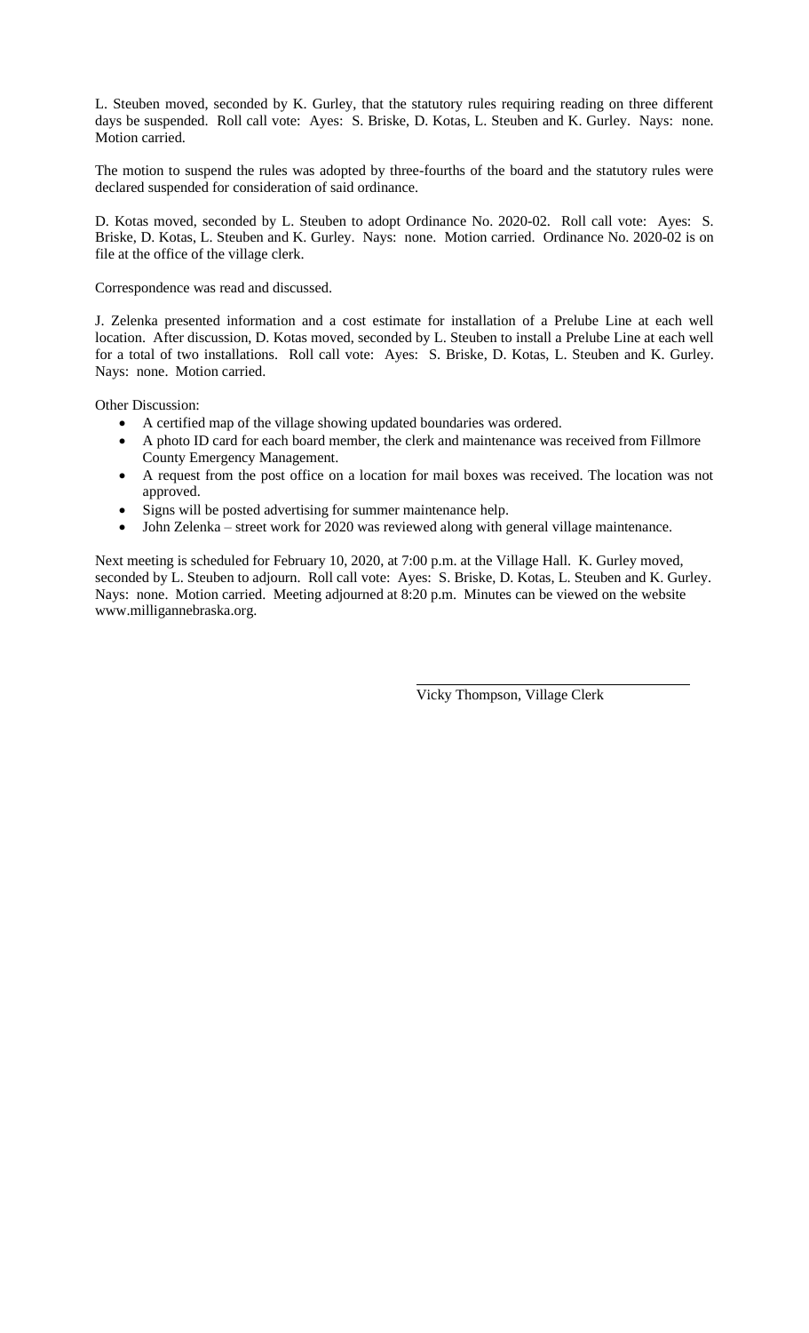L. Steuben moved, seconded by K. Gurley, that the statutory rules requiring reading on three different days be suspended. Roll call vote: Ayes: S. Briske, D. Kotas, L. Steuben and K. Gurley. Nays: none. Motion carried.

The motion to suspend the rules was adopted by three-fourths of the board and the statutory rules were declared suspended for consideration of said ordinance.

D. Kotas moved, seconded by L. Steuben to adopt Ordinance No. 2020-02. Roll call vote: Ayes: S. Briske, D. Kotas, L. Steuben and K. Gurley. Nays: none. Motion carried. Ordinance No. 2020-02 is on file at the office of the village clerk.

Correspondence was read and discussed.

J. Zelenka presented information and a cost estimate for installation of a Prelube Line at each well location. After discussion, D. Kotas moved, seconded by L. Steuben to install a Prelube Line at each well for a total of two installations. Roll call vote: Ayes: S. Briske, D. Kotas, L. Steuben and K. Gurley. Nays: none. Motion carried.

Other Discussion:

- A certified map of the village showing updated boundaries was ordered.
- A photo ID card for each board member, the clerk and maintenance was received from Fillmore County Emergency Management.
- A request from the post office on a location for mail boxes was received. The location was not approved.
- Signs will be posted advertising for summer maintenance help.
- John Zelenka – street work for 2020 was reviewed along with general village maintenance.

Next meeting is scheduled for February 10, 2020, at 7:00 p.m. at the Village Hall. K. Gurley moved, seconded by L. Steuben to adjourn. Roll call vote: Ayes: S. Briske, D. Kotas, L. Steuben and K. Gurley. Nays: none. Motion carried. Meeting adjourned at 8:20 p.m. Minutes can be viewed on the website www.millignannebraska.org.

Vicky Thompson, Village Clerk